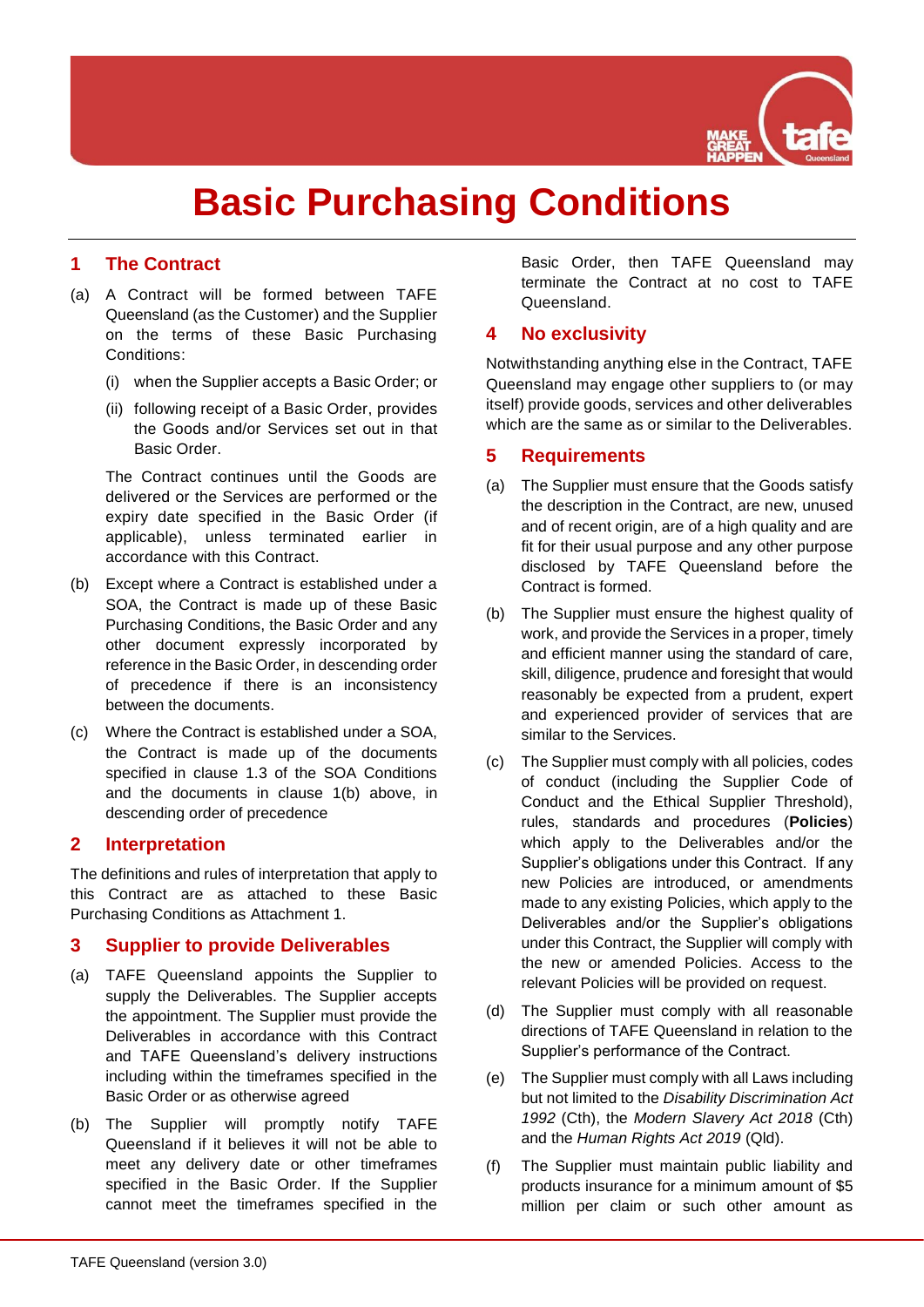# Basic Purchasing Conditions

## 1 The Contract

(a) A Contract will be formed between TAFE Queensland (as the Customer) and the Supplier on the terms of these Basic Purchasing Conditions:

(i) when the Supplier accepts a Basic Order; or

(ii) following receipt of a Basic Order, provides the Goods and/or Services set out in that Basic Order.

The Contract continues until the Goods are delivered or the Services are performed or the expiry date specified in the Basic Order (if applicable), unless terminated earlier in accordance with this Contract.

(b) Except where a Contract is established under a SOA, the Contract is made up of these Basic Purchasing Conditions, the Basic Order and any other document expressly incorporated by reference in the Basic Order, in descending order of precedence if there is an inconsistency between the documents.

(c) Where the Contract is established under a SOA, the Contract is made up of the documents specified in clause 1.3 of the SOA Conditions and the documents in clause 1(b) above, in descending order of precedence

## 2 Interpretation

The definitions and rules of interpretation that apply to this Contract are as attached to these Basic Purchasing Conditions as Attachment 1.

## 3 Supplier to provide Deliverables

(a) TAFE Queensland appoints the Supplier to supply the Deliverables. The Supplier accepts the appointment. The Supplier must provide the Deliverables in accordance with this Contract and TAFE Queensland's delivery instructions including within the timeframes specified in the Basic Order or as otherwise agreed

(b) The Supplier will promptly notify TAFE Queensland if it believes it will not be able to meet any delivery date or other timeframes specified in the Basic Order. If the Supplier cannot meet the timeframes specified in the Basic Order, then TAFE Queensland may terminate the Contract at no cost to TAFE Queensland.

## 4 No exclusivity

Notwithstanding anything else in the Contract, TAFE Queensland may engage other suppliers to (or may itself) provide goods, services and other deliverables which are the same as or similar to the Deliverables.

## 5 Requirements

(a) The Supplier must ensure that the Goods satisfy the description in the Contract, are new, unused and of recent origin, are of a high quality and are fit for their usual purpose and any other purpose disclosed by TAFE Queensland before the Contract is formed.

(b) The Supplier must ensure the highest quality of work, and provide the Services in a proper, timely and efficient manner using the standard of care, skill, diligence, prudence and foresight that would reasonably be expected from a prudent, expert and experienced provider of services that are similar to the Services.

(c) The Supplier must comply with all policies, codes of conduct (including the Supplier Code of Conduct and the Ethical Supplier Threshold), rules, standards and procedures (**Policies**) which apply to the Deliverables and/or the Supplier's obligations under this Contract. If any new Policies are introduced, or amendments made to any existing Policies, which apply to the Deliverables and/or the Supplier's obligations under this Contract, the Supplier will comply with the new or amended Policies. Access to the relevant Policies will be provided on request.

(d) The Supplier must comply with all reasonable directions of TAFE Queensland in relation to the Supplier's performance of the Contract.

(e) The Supplier must comply with all Laws including but not limited to the *Disability Discrimination Act 1992* (Cth), the *Modern Slavery Act 2018* (Cth) and the *Human Rights Act 2019* (Qld).

(f) The Supplier must maintain public liability and products insurance for a minimum amount of $5 million per claim or such other amount as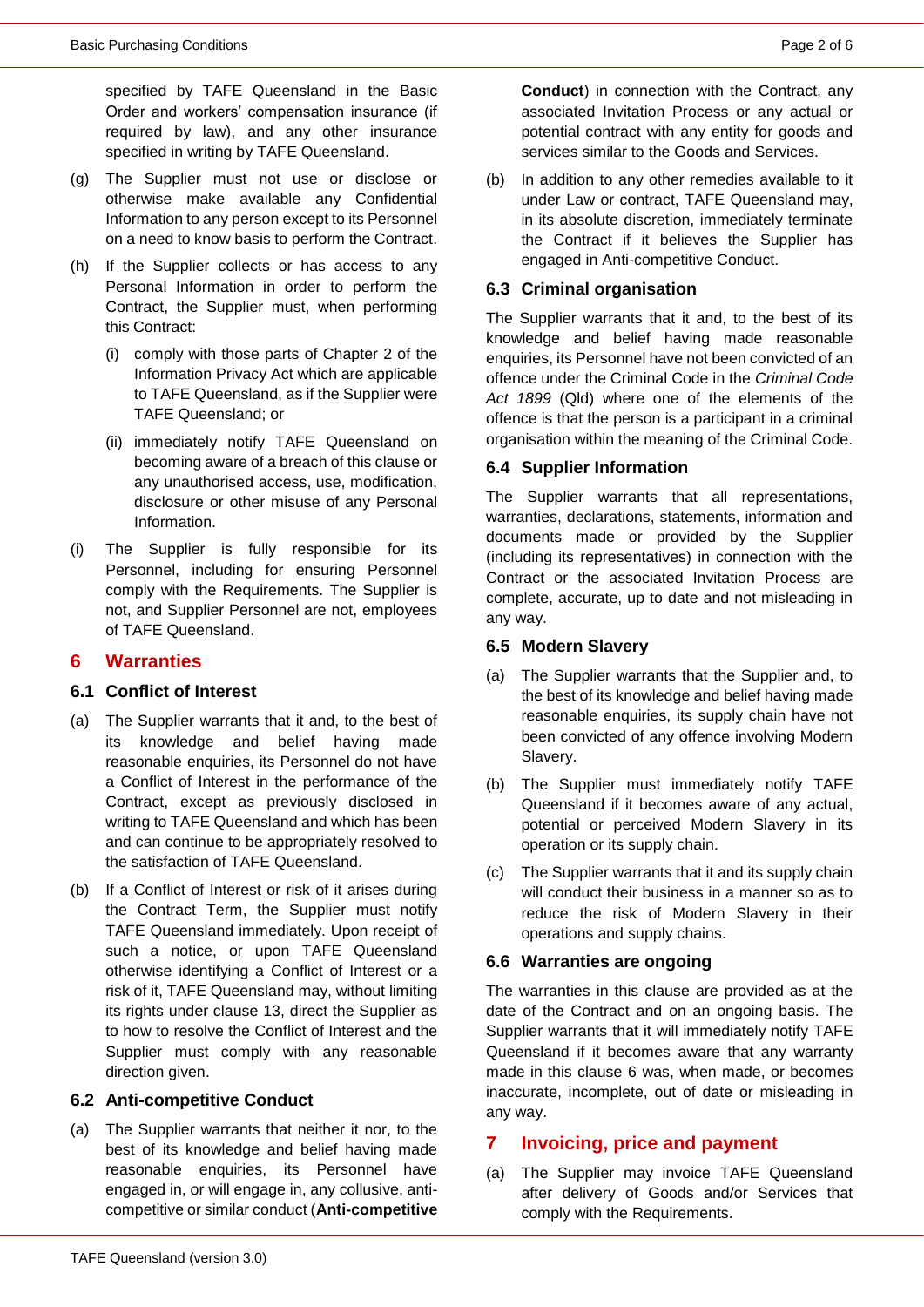specified by TAFE Queensland in the Basic Order and workers' compensation insurance (if required by law), and any other insurance specified in writing by TAFE Queensland.

(g) The Supplier must not use or disclose or otherwise make available any Confidential Information to any person except to its Personnel on a need to know basis to perform the Contract.

(h) If the Supplier collects or has access to any Personal Information in order to perform the Contract, the Supplier must, when performing this Contract:

   (i) comply with those parts of Chapter 2 of the Information Privacy Act which are applicable to TAFE Queensland, as if the Supplier were TAFE Queensland; or

   (ii) immediately notify TAFE Queensland on becoming aware of a breach of this clause or any unauthorised access, use, modification, disclosure or other misuse of any Personal Information.

(i) The Supplier is fully responsible for its Personnel, including for ensuring Personnel comply with the Requirements. The Supplier is not, and Supplier Personnel are not, employees of TAFE Queensland.

# 6 Warranties

## 6.1 Conflict of Interest

(a) The Supplier warrants that it and, to the best of its knowledge and belief having made reasonable enquiries, its Personnel do not have a Conflict of Interest in the performance of the Contract, except as previously disclosed in writing to TAFE Queensland and which has been and can continue to be appropriately resolved to the satisfaction of TAFE Queensland.

(b) If a Conflict of Interest or risk of it arises during the Contract Term, the Supplier must notify TAFE Queensland immediately. Upon receipt of such a notice, or upon TAFE Queensland otherwise identifying a Conflict of Interest or a risk of it, TAFE Queensland may, without limiting its rights under clause 13, direct the Supplier as to how to resolve the Conflict of Interest and the Supplier must comply with any reasonable direction given.

## 6.2 Anti-competitive Conduct

(a) The Supplier warrants that neither it nor, to the best of its knowledge and belief having made reasonable enquiries, its Personnel have engaged in, or will engage in, any collusive, anti-competitive or similar conduct (**Anti-competitive Conduct**) in connection with the Contract, any associated Invitation Process or any actual or potential contract with any entity for goods and services similar to the Goods and Services.

(b) In addition to any other remedies available to it under Law or contract, TAFE Queensland may, in its absolute discretion, immediately terminate the Contract if it believes the Supplier has engaged in Anti-competitive Conduct.

## 6.3 Criminal organisation

The Supplier warrants that it and, to the best of its knowledge and belief having made reasonable enquiries, its Personnel have not been convicted of an offence under the Criminal Code in the *Criminal Code Act 1899* (Qld) where one of the elements of the offence is that the person is a participant in a criminal organisation within the meaning of the Criminal Code.

## 6.4 Supplier Information

The Supplier warrants that all representations, warranties, declarations, statements, information and documents made or provided by the Supplier (including its representatives) in connection with the Contract or the associated Invitation Process are complete, accurate, up to date and not misleading in any way.

## 6.5 Modern Slavery

(a) The Supplier warrants that the Supplier and, to the best of its knowledge and belief having made reasonable enquiries, its supply chain have not been convicted of any offence involving Modern Slavery.

(b) The Supplier must immediately notify TAFE Queensland if it becomes aware of any actual, potential or perceived Modern Slavery in its operation or its supply chain.

(c) The Supplier warrants that it and its supply chain will conduct their business in a manner so as to reduce the risk of Modern Slavery in their operations and supply chains.

## 6.6 Warranties are ongoing

The warranties in this clause are provided as at the date of the Contract and on an ongoing basis. The Supplier warrants that it will immediately notify TAFE Queensland if it becomes aware that any warranty made in this clause 6 was, when made, or becomes inaccurate, incomplete, out of date or misleading in any way.

# 7 Invoicing, price and payment

(a) The Supplier may invoice TAFE Queensland after delivery of Goods and/or Services that comply with the Requirements.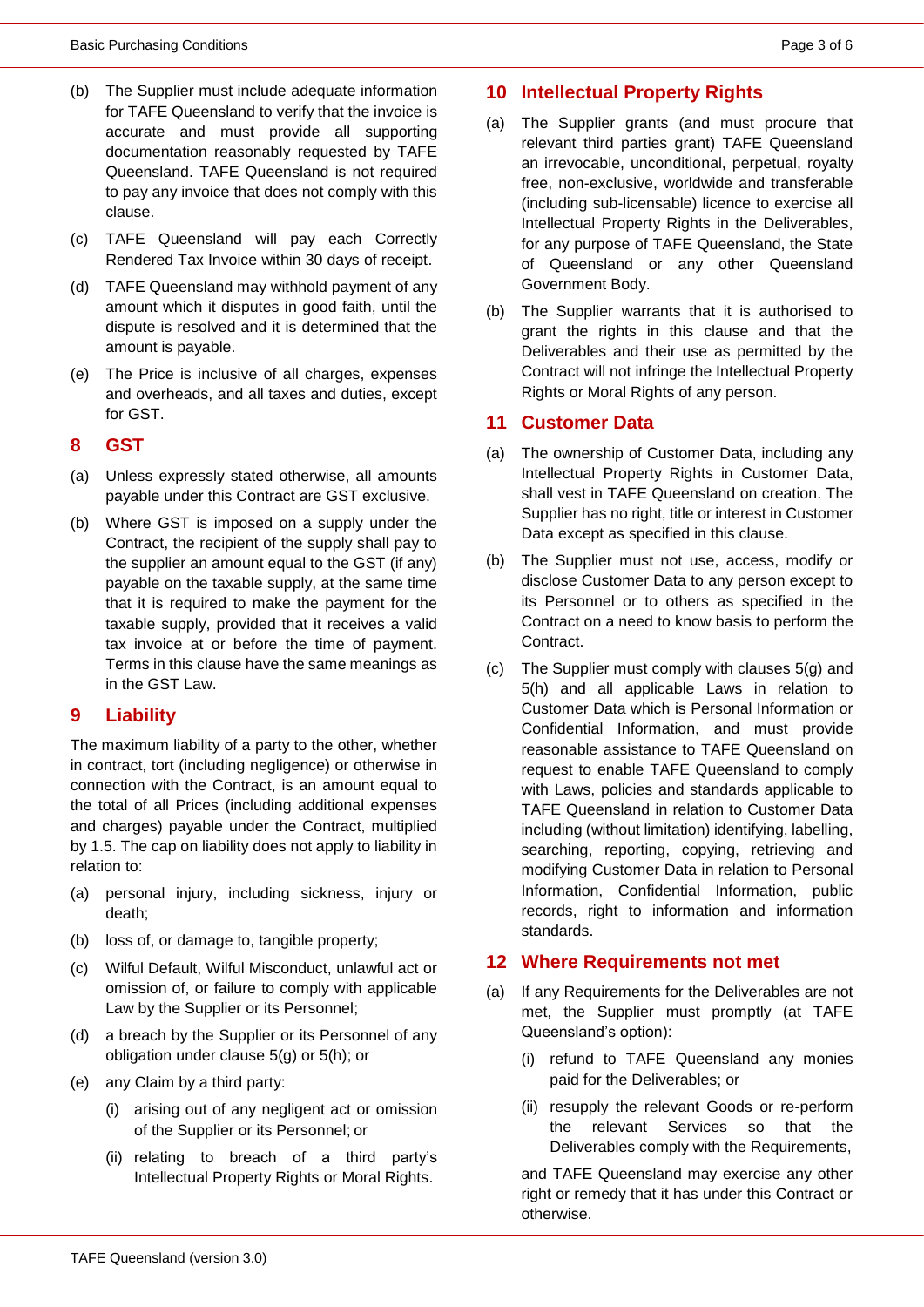(b) The Supplier must include adequate information for TAFE Queensland to verify that the invoice is accurate and must provide all supporting documentation reasonably requested by TAFE Queensland. TAFE Queensland is not required to pay any invoice that does not comply with this clause.

(c) TAFE Queensland will pay each Correctly Rendered Tax Invoice within 30 days of receipt.

(d) TAFE Queensland may withhold payment of any amount which it disputes in good faith, until the dispute is resolved and it is determined that the amount is payable.

(e) The Price is inclusive of all charges, expenses and overheads, and all taxes and duties, except for GST.

## 8 GST

(a) Unless expressly stated otherwise, all amounts payable under this Contract are GST exclusive.

(b) Where GST is imposed on a supply under the Contract, the recipient of the supply shall pay to the supplier an amount equal to the GST (if any) payable on the taxable supply, at the same time that it is required to make the payment for the taxable supply, provided that it receives a valid tax invoice at or before the time of payment. Terms in this clause have the same meanings as in the GST Law.

## 9 Liability

The maximum liability of a party to the other, whether in contract, tort (including negligence) or otherwise in connection with the Contract, is an amount equal to the total of all Prices (including additional expenses and charges) payable under the Contract, multiplied by 1.5. The cap on liability does not apply to liability in relation to:

(a) personal injury, including sickness, injury or death;

(b) loss of, or damage to, tangible property;

(c) Wilful Default, Wilful Misconduct, unlawful act or omission of, or failure to comply with applicable Law by the Supplier or its Personnel;

(d) a breach by the Supplier or its Personnel of any obligation under clause 5(g) or 5(h); or

(e) any Claim by a third party:

  (i) arising out of any negligent act or omission of the Supplier or its Personnel; or

  (ii) relating to breach of a third party's Intellectual Property Rights or Moral Rights.

## 10 Intellectual Property Rights

(a) The Supplier grants (and must procure that relevant third parties grant) TAFE Queensland an irrevocable, unconditional, perpetual, royalty free, non-exclusive, worldwide and transferable (including sub-licensable) licence to exercise all Intellectual Property Rights in the Deliverables, for any purpose of TAFE Queensland, the State of Queensland or any other Queensland Government Body.

(b) The Supplier warrants that it is authorised to grant the rights in this clause and that the Deliverables and their use as permitted by the Contract will not infringe the Intellectual Property Rights or Moral Rights of any person.

## 11 Customer Data

(a) The ownership of Customer Data, including any Intellectual Property Rights in Customer Data, shall vest in TAFE Queensland on creation. The Supplier has no right, title or interest in Customer Data except as specified in this clause.

(b) The Supplier must not use, access, modify or disclose Customer Data to any person except to its Personnel or to others as specified in the Contract on a need to know basis to perform the Contract.

(c) The Supplier must comply with clauses 5(g) and 5(h) and all applicable Laws in relation to Customer Data which is Personal Information or Confidential Information, and must provide reasonable assistance to TAFE Queensland on request to enable TAFE Queensland to comply with Laws, policies and standards applicable to TAFE Queensland in relation to Customer Data including (without limitation) identifying, labelling, searching, reporting, copying, retrieving and modifying Customer Data in relation to Personal Information, Confidential Information, public records, right to information and information standards.

## 12 Where Requirements not met

(a) If any Requirements for the Deliverables are not met, the Supplier must promptly (at TAFE Queensland's option):

  (i) refund to TAFE Queensland any monies paid for the Deliverables; or

  (ii) resupply the relevant Goods or re-perform the relevant Services so that the Deliverables comply with the Requirements,

and TAFE Queensland may exercise any other right or remedy that it has under this Contract or otherwise.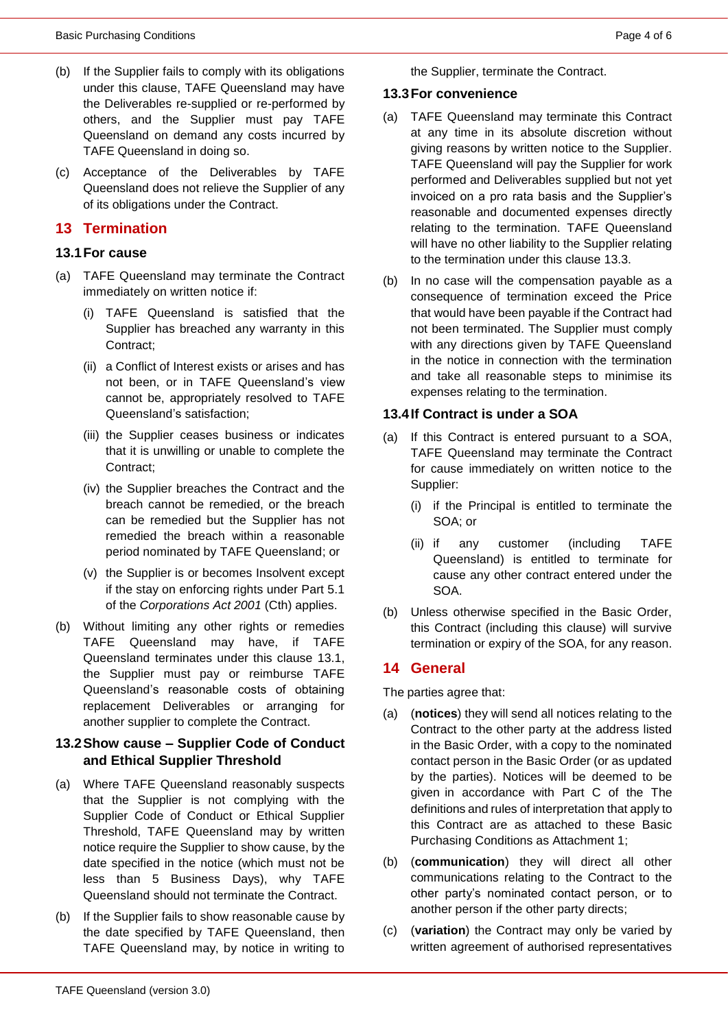(b) If the Supplier fails to comply with its obligations under this clause, TAFE Queensland may have the Deliverables re-supplied or re-performed by others, and the Supplier must pay TAFE Queensland on demand any costs incurred by TAFE Queensland in doing so.

(c) Acceptance of the Deliverables by TAFE Queensland does not relieve the Supplier of any of its obligations under the Contract.

## 13 Termination

### 13.1 For cause

(a) TAFE Queensland may terminate the Contract immediately on written notice if:

(i) TAFE Queensland is satisfied that the Supplier has breached any warranty in this Contract;

(ii) a Conflict of Interest exists or arises and has not been, or in TAFE Queensland's view cannot be, appropriately resolved to TAFE Queensland's satisfaction;

(iii) the Supplier ceases business or indicates that it is unwilling or unable to complete the Contract;

(iv) the Supplier breaches the Contract and the breach cannot be remedied, or the breach can be remedied but the Supplier has not remedied the breach within a reasonable period nominated by TAFE Queensland; or

(v) the Supplier is or becomes Insolvent except if the stay on enforcing rights under Part 5.1 of the *Corporations Act 2001* (Cth) applies.

(b) Without limiting any other rights or remedies TAFE Queensland may have, if TAFE Queensland terminates under this clause 13.1, the Supplier must pay or reimburse TAFE Queensland's reasonable costs of obtaining replacement Deliverables or arranging for another supplier to complete the Contract.

### 13.2 Show cause – Supplier Code of Conduct and Ethical Supplier Threshold

(a) Where TAFE Queensland reasonably suspects that the Supplier is not complying with the Supplier Code of Conduct or Ethical Supplier Threshold, TAFE Queensland may by written notice require the Supplier to show cause, by the date specified in the notice (which must not be less than 5 Business Days), why TAFE Queensland should not terminate the Contract.

(b) If the Supplier fails to show reasonable cause by the date specified by TAFE Queensland, then TAFE Queensland may, by notice in writing to the Supplier, terminate the Contract.

### 13.3 For convenience

(a) TAFE Queensland may terminate this Contract at any time in its absolute discretion without giving reasons by written notice to the Supplier. TAFE Queensland will pay the Supplier for work performed and Deliverables supplied but not yet invoiced on a pro rata basis and the Supplier's reasonable and documented expenses directly relating to the termination. TAFE Queensland will have no other liability to the Supplier relating to the termination under this clause 13.3.

(b) In no case will the compensation payable as a consequence of termination exceed the Price that would have been payable if the Contract had not been terminated. The Supplier must comply with any directions given by TAFE Queensland in the notice in connection with the termination and take all reasonable steps to minimise its expenses relating to the termination.

### 13.4 If Contract is under a SOA

(a) If this Contract is entered pursuant to a SOA, TAFE Queensland may terminate the Contract for cause immediately on written notice to the Supplier:

(i) if the Principal is entitled to terminate the SOA; or

(ii) if any customer (including TAFE Queensland) is entitled to terminate for cause any other contract entered under the SOA.

(b) Unless otherwise specified in the Basic Order, this Contract (including this clause) will survive termination or expiry of the SOA, for any reason.

## 14 General

The parties agree that:

(a) (**notices**) they will send all notices relating to the Contract to the other party at the address listed in the Basic Order, with a copy to the nominated contact person in the Basic Order (or as updated by the parties). Notices will be deemed to be given in accordance with Part C of the The definitions and rules of interpretation that apply to this Contract are as attached to these Basic Purchasing Conditions as Attachment 1;

(b) (**communication**) they will direct all other communications relating to the Contract to the other party's nominated contact person, or to another person if the other party directs;

(c) (**variation**) the Contract may only be varied by written agreement of authorised representatives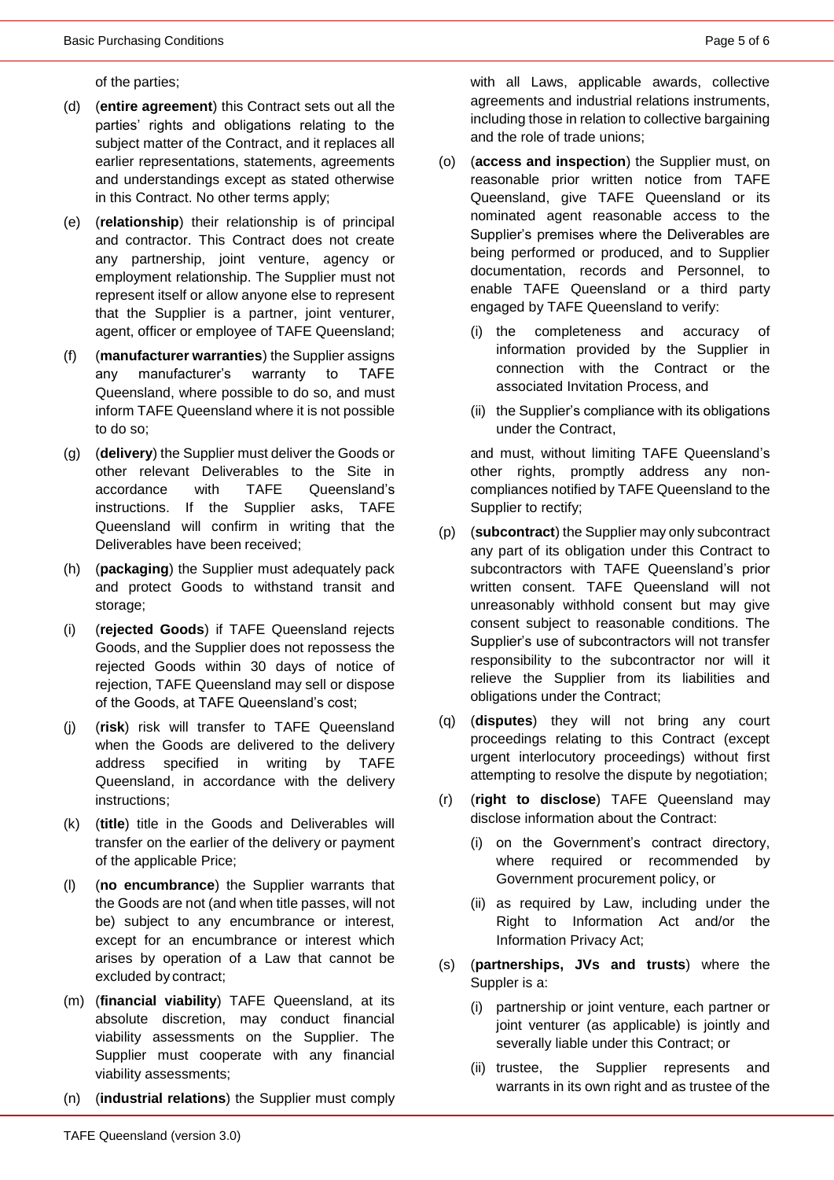of the parties;

(d) (**entire agreement**) this Contract sets out all the parties' rights and obligations relating to the subject matter of the Contract, and it replaces all earlier representations, statements, agreements and understandings except as stated otherwise in this Contract. No other terms apply;

(e) (**relationship**) their relationship is of principal and contractor. This Contract does not create any partnership, joint venture, agency or employment relationship. The Supplier must not represent itself or allow anyone else to represent that the Supplier is a partner, joint venturer, agent, officer or employee of TAFE Queensland;

(f) (**manufacturer warranties**) the Supplier assigns any manufacturer's warranty to TAFE Queensland, where possible to do so, and must inform TAFE Queensland where it is not possible to do so;

(g) (**delivery**) the Supplier must deliver the Goods or other relevant Deliverables to the Site in accordance with TAFE Queensland's instructions. If the Supplier asks, TAFE Queensland will confirm in writing that the Deliverables have been received;

(h) (**packaging**) the Supplier must adequately pack and protect Goods to withstand transit and storage;

(i) (**rejected Goods**) if TAFE Queensland rejects Goods, and the Supplier does not repossess the rejected Goods within 30 days of notice of rejection, TAFE Queensland may sell or dispose of the Goods, at TAFE Queensland's cost;

(j) (**risk**) risk will transfer to TAFE Queensland when the Goods are delivered to the delivery address specified in writing by TAFE Queensland, in accordance with the delivery instructions;

(k) (**title**) title in the Goods and Deliverables will transfer on the earlier of the delivery or payment of the applicable Price;

(l) (**no encumbrance**) the Supplier warrants that the Goods are not (and when title passes, will not be) subject to any encumbrance or interest, except for an encumbrance or interest which arises by operation of a Law that cannot be excluded by contract;

(m) (**financial viability**) TAFE Queensland, at its absolute discretion, may conduct financial viability assessments on the Supplier. The Supplier must cooperate with any financial viability assessments;

(n) (**industrial relations**) the Supplier must comply with all Laws, applicable awards, collective agreements and industrial relations instruments, including those in relation to collective bargaining and the role of trade unions;

(o) (**access and inspection**) the Supplier must, on reasonable prior written notice from TAFE Queensland, give TAFE Queensland or its nominated agent reasonable access to the Supplier's premises where the Deliverables are being performed or produced, and to Supplier documentation, records and Personnel, to enable TAFE Queensland or a third party engaged by TAFE Queensland to verify:

   (i) the completeness and accuracy of information provided by the Supplier in connection with the Contract or the associated Invitation Process, and

   (ii) the Supplier's compliance with its obligations under the Contract,

   and must, without limiting TAFE Queensland's other rights, promptly address any non-compliances notified by TAFE Queensland to the Supplier to rectify;

(p) (**subcontract**) the Supplier may only subcontract any part of its obligation under this Contract to subcontractors with TAFE Queensland's prior written consent. TAFE Queensland will not unreasonably withhold consent but may give consent subject to reasonable conditions. The Supplier's use of subcontractors will not transfer responsibility to the subcontractor nor will it relieve the Supplier from its liabilities and obligations under the Contract;

(q) (**disputes**) they will not bring any court proceedings relating to this Contract (except urgent interlocutory proceedings) without first attempting to resolve the dispute by negotiation;

(r) (**right to disclose**) TAFE Queensland may disclose information about the Contract:

   (i) on the Government's contract directory, where required or recommended by Government procurement policy, or

   (ii) as required by Law, including under the Right to Information Act and/or the Information Privacy Act;

(s) (**partnerships, JVs and trusts**) where the Suppler is a:

   (i) partnership or joint venture, each partner or joint venturer (as applicable) is jointly and severally liable under this Contract; or

   (ii) trustee, the Supplier represents and warrants in its own right and as trustee of the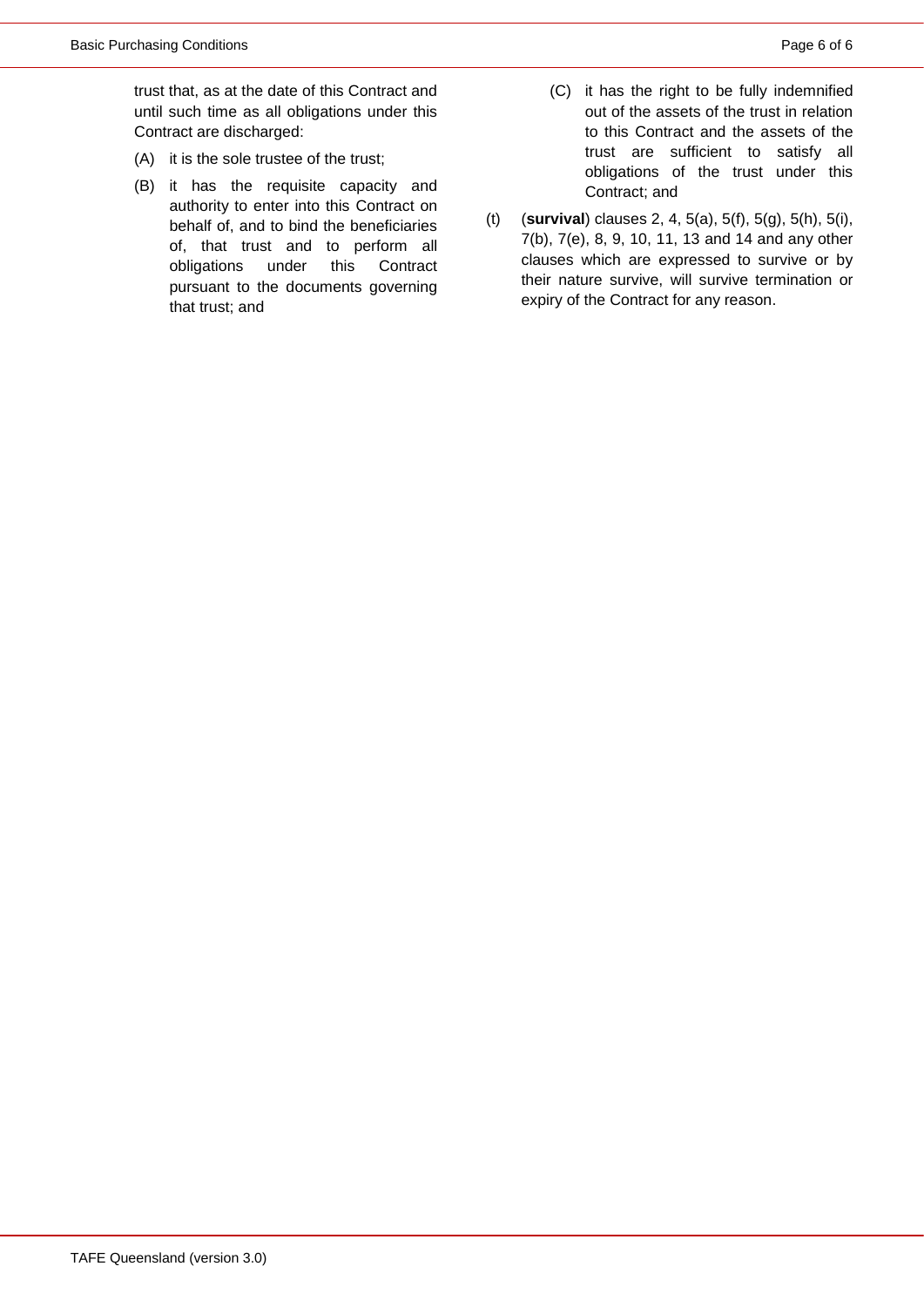trust that, as at the date of this Contract and until such time as all obligations under this Contract are discharged:

(A) it is the sole trustee of the trust;

(B) it has the requisite capacity and authority to enter into this Contract on behalf of, and to bind the beneficiaries of, that trust and to perform all obligations under this Contract pursuant to the documents governing that trust; and

(C) it has the right to be fully indemnified out of the assets of the trust in relation to this Contract and the assets of the trust are sufficient to satisfy all obligations of the trust under this Contract; and

(t) (**survival**) clauses 2, 4, 5(a), 5(f), 5(g), 5(h), 5(i), 7(b), 7(e), 8, 9, 10, 11, 13 and 14 and any other clauses which are expressed to survive or by their nature survive, will survive termination or expiry of the Contract for any reason.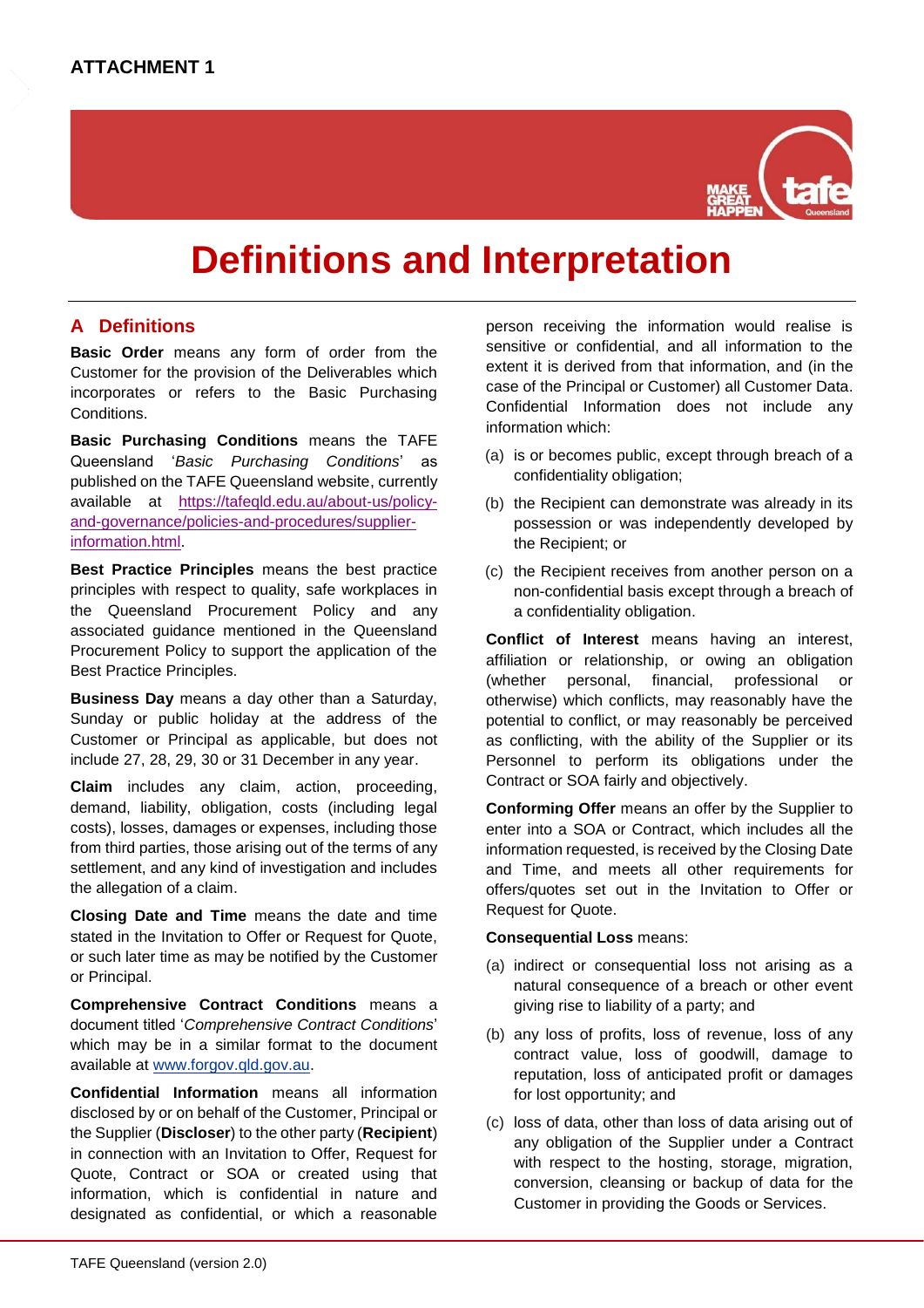**ATTACHMENT 1**

# Definitions and Interpretation

## A Definitions

**Basic Order** means any form of order from the Customer for the provision of the Deliverables which incorporates or refers to the Basic Purchasing Conditions.

**Basic Purchasing Conditions** means the TAFE Queensland '*Basic Purchasing Conditions*' as published on the TAFE Queensland website, currently available at https://tafeqld.edu.au/about-us/policy-and-governance/policies-and-procedures/supplier-information.html.

**Best Practice Principles** means the best practice principles with respect to quality, safe workplaces in the Queensland Procurement Policy and any associated guidance mentioned in the Queensland Procurement Policy to support the application of the Best Practice Principles.

**Business Day** means a day other than a Saturday, Sunday or public holiday at the address of the Customer or Principal as applicable, but does not include 27, 28, 29, 30 or 31 December in any year.

**Claim** includes any claim, action, proceeding, demand, liability, obligation, costs (including legal costs), losses, damages or expenses, including those from third parties, those arising out of the terms of any settlement, and any kind of investigation and includes the allegation of a claim.

**Closing Date and Time** means the date and time stated in the Invitation to Offer or Request for Quote, or such later time as may be notified by the Customer or Principal.

**Comprehensive Contract Conditions** means a document titled '*Comprehensive Contract Conditions*' which may be in a similar format to the document available at www.forgov.qld.gov.au.

**Confidential Information** means all information disclosed by or on behalf of the Customer, Principal or the Supplier (**Discloser**) to the other party (**Recipient**) in connection with an Invitation to Offer, Request for Quote, Contract or SOA or created using that information, which is confidential in nature and designated as confidential, or which a reasonable person receiving the information would realise is sensitive or confidential, and all information to the extent it is derived from that information, and (in the case of the Principal or Customer) all Customer Data. Confidential Information does not include any information which:

(a) is or becomes public, except through breach of a confidentiality obligation;

(b) the Recipient can demonstrate was already in its possession or was independently developed by the Recipient; or

(c) the Recipient receives from another person on a non-confidential basis except through a breach of a confidentiality obligation.

**Conflict of Interest** means having an interest, affiliation or relationship, or owing an obligation (whether personal, financial, professional or otherwise) which conflicts, may reasonably have the potential to conflict, or may reasonably be perceived as conflicting, with the ability of the Supplier or its Personnel to perform its obligations under the Contract or SOA fairly and objectively.

**Conforming Offer** means an offer by the Supplier to enter into a SOA or Contract, which includes all the information requested, is received by the Closing Date and Time, and meets all other requirements for offers/quotes set out in the Invitation to Offer or Request for Quote.

**Consequential Loss** means:

(a) indirect or consequential loss not arising as a natural consequence of a breach or other event giving rise to liability of a party; and

(b) any loss of profits, loss of revenue, loss of any contract value, loss of goodwill, damage to reputation, loss of anticipated profit or damages for lost opportunity; and

(c) loss of data, other than loss of data arising out of any obligation of the Supplier under a Contract with respect to the hosting, storage, migration, conversion, cleansing or backup of data for the Customer in providing the Goods or Services.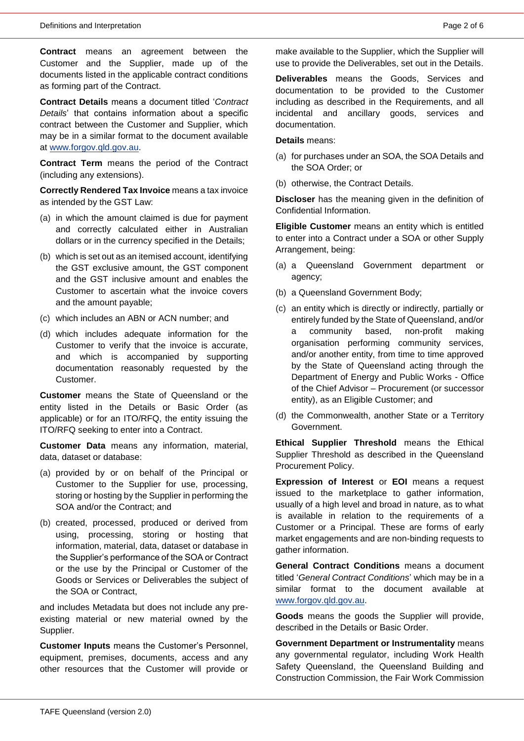**Contract** means an agreement between the Customer and the Supplier, made up of the documents listed in the applicable contract conditions as forming part of the Contract.

**Contract Details** means a document titled '*Contract Details*' that contains information about a specific contract between the Customer and Supplier, which may be in a similar format to the document available at www.forgov.qld.gov.au.

**Contract Term** means the period of the Contract (including any extensions).

**Correctly Rendered Tax Invoice** means a tax invoice as intended by the GST Law:

(a) in which the amount claimed is due for payment and correctly calculated either in Australian dollars or in the currency specified in the Details;

(b) which is set out as an itemised account, identifying the GST exclusive amount, the GST component and the GST inclusive amount and enables the Customer to ascertain what the invoice covers and the amount payable;

(c) which includes an ABN or ACN number; and

(d) which includes adequate information for the Customer to verify that the invoice is accurate, and which is accompanied by supporting documentation reasonably requested by the Customer.

**Customer** means the State of Queensland or the entity listed in the Details or Basic Order (as applicable) or for an ITO/RFQ, the entity issuing the ITO/RFQ seeking to enter into a Contract.

**Customer Data** means any information, material, data, dataset or database:

(a) provided by or on behalf of the Principal or Customer to the Supplier for use, processing, storing or hosting by the Supplier in performing the SOA and/or the Contract; and

(b) created, processed, produced or derived from using, processing, storing or hosting that information, material, data, dataset or database in the Supplier's performance of the SOA or Contract or the use by the Principal or Customer of the Goods or Services or Deliverables the subject of the SOA or Contract,

and includes Metadata but does not include any pre-existing material or new material owned by the Supplier.

**Customer Inputs** means the Customer's Personnel, equipment, premises, documents, access and any other resources that the Customer will provide or make available to the Supplier, which the Supplier will use to provide the Deliverables, set out in the Details.

**Deliverables** means the Goods, Services and documentation to be provided to the Customer including as described in the Requirements, and all incidental and ancillary goods, services and documentation.

**Details** means:

(a) for purchases under an SOA, the SOA Details and the SOA Order; or

(b) otherwise, the Contract Details.

**Discloser** has the meaning given in the definition of Confidential Information.

**Eligible Customer** means an entity which is entitled to enter into a Contract under a SOA or other Supply Arrangement, being:

(a) a Queensland Government department or agency;

(b) a Queensland Government Body;

(c) an entity which is directly or indirectly, partially or entirely funded by the State of Queensland, and/or a community based, non-profit making organisation performing community services, and/or another entity, from time to time approved by the State of Queensland acting through the Department of Energy and Public Works - Office of the Chief Advisor – Procurement (or successor entity), as an Eligible Customer; and

(d) the Commonwealth, another State or a Territory Government.

**Ethical Supplier Threshold** means the Ethical Supplier Threshold as described in the Queensland Procurement Policy.

**Expression of Interest** or **EOI** means a request issued to the marketplace to gather information, usually of a high level and broad in nature, as to what is available in relation to the requirements of a Customer or a Principal. These are forms of early market engagements and are non-binding requests to gather information.

**General Contract Conditions** means a document titled '*General Contract Conditions*' which may be in a similar format to the document available at www.forgov.qld.gov.au.

**Goods** means the goods the Supplier will provide, described in the Details or Basic Order.

**Government Department or Instrumentality** means any governmental regulator, including Work Health Safety Queensland, the Queensland Building and Construction Commission, the Fair Work Commission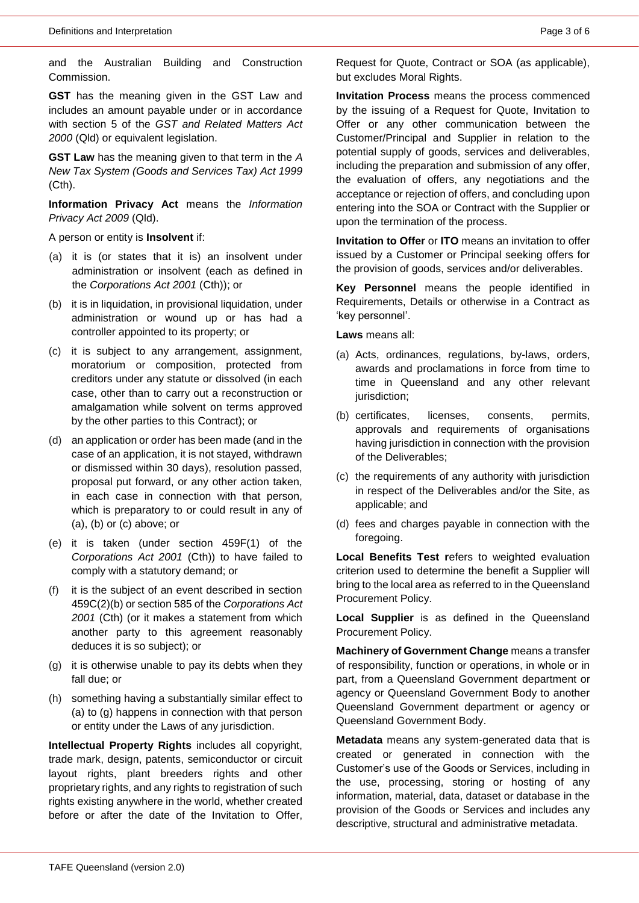and the Australian Building and Construction Commission.

**GST** has the meaning given in the GST Law and includes an amount payable under or in accordance with section 5 of the *GST and Related Matters Act 2000* (Qld) or equivalent legislation.

**GST Law** has the meaning given to that term in the *A New Tax System (Goods and Services Tax) Act 1999* (Cth).

**Information Privacy Act** means the *Information Privacy Act 2009* (Qld).

A person or entity is **Insolvent** if:

(a) it is (or states that it is) an insolvent under administration or insolvent (each as defined in the *Corporations Act 2001* (Cth)); or

(b) it is in liquidation, in provisional liquidation, under administration or wound up or has had a controller appointed to its property; or

(c) it is subject to any arrangement, assignment, moratorium or composition, protected from creditors under any statute or dissolved (in each case, other than to carry out a reconstruction or amalgamation while solvent on terms approved by the other parties to this Contract); or

(d) an application or order has been made (and in the case of an application, it is not stayed, withdrawn or dismissed within 30 days), resolution passed, proposal put forward, or any other action taken, in each case in connection with that person, which is preparatory to or could result in any of (a), (b) or (c) above; or

(e) it is taken (under section 459F(1) of the *Corporations Act 2001* (Cth)) to have failed to comply with a statutory demand; or

(f) it is the subject of an event described in section 459C(2)(b) or section 585 of the *Corporations Act 2001* (Cth) (or it makes a statement from which another party to this agreement reasonably deduces it is so subject); or

(g) it is otherwise unable to pay its debts when they fall due; or

(h) something having a substantially similar effect to (a) to (g) happens in connection with that person or entity under the Laws of any jurisdiction.

**Intellectual Property Rights** includes all copyright, trade mark, design, patents, semiconductor or circuit layout rights, plant breeders rights and other proprietary rights, and any rights to registration of such rights existing anywhere in the world, whether created before or after the date of the Invitation to Offer, Request for Quote, Contract or SOA (as applicable), but excludes Moral Rights.

**Invitation Process** means the process commenced by the issuing of a Request for Quote, Invitation to Offer or any other communication between the Customer/Principal and Supplier in relation to the potential supply of goods, services and deliverables, including the preparation and submission of any offer, the evaluation of offers, any negotiations and the acceptance or rejection of offers, and concluding upon entering into the SOA or Contract with the Supplier or upon the termination of the process.

**Invitation to Offer** or **ITO** means an invitation to offer issued by a Customer or Principal seeking offers for the provision of goods, services and/or deliverables.

**Key Personnel** means the people identified in Requirements, Details or otherwise in a Contract as 'key personnel'.

**Laws** means all:

(a) Acts, ordinances, regulations, by-laws, orders, awards and proclamations in force from time to time in Queensland and any other relevant jurisdiction;

(b) certificates, licenses, consents, permits, approvals and requirements of organisations having jurisdiction in connection with the provision of the Deliverables;

(c) the requirements of any authority with jurisdiction in respect of the Deliverables and/or the Site, as applicable; and

(d) fees and charges payable in connection with the foregoing.

**Local Benefits Test r**efers to weighted evaluation criterion used to determine the benefit a Supplier will bring to the local area as referred to in the Queensland Procurement Policy.

**Local Supplier** is as defined in the Queensland Procurement Policy.

**Machinery of Government Change** means a transfer of responsibility, function or operations, in whole or in part, from a Queensland Government department or agency or Queensland Government Body to another Queensland Government department or agency or Queensland Government Body.

**Metadata** means any system-generated data that is created or generated in connection with the Customer's use of the Goods or Services, including in the use, processing, storing or hosting of any information, material, data, dataset or database in the provision of the Goods or Services and includes any descriptive, structural and administrative metadata.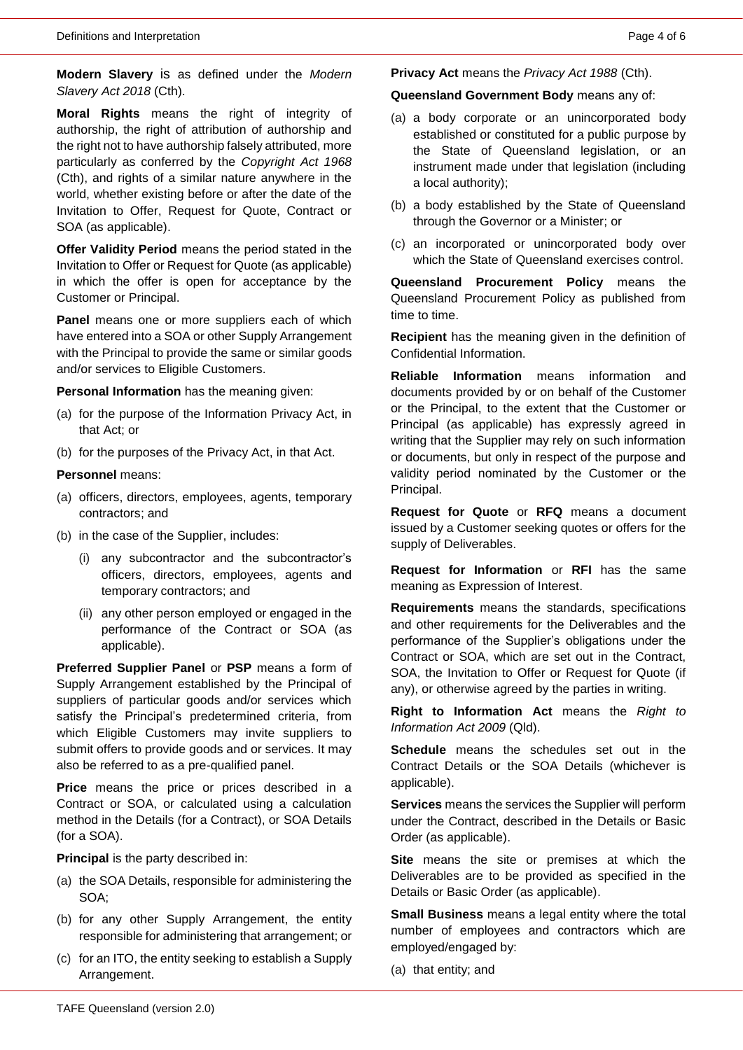**Modern Slavery** is as defined under the *Modern Slavery Act 2018* (Cth).

**Moral Rights** means the right of integrity of authorship, the right of attribution of authorship and the right not to have authorship falsely attributed, more particularly as conferred by the *Copyright Act 1968* (Cth), and rights of a similar nature anywhere in the world, whether existing before or after the date of the Invitation to Offer, Request for Quote, Contract or SOA (as applicable).

**Offer Validity Period** means the period stated in the Invitation to Offer or Request for Quote (as applicable) in which the offer is open for acceptance by the Customer or Principal.

**Panel** means one or more suppliers each of which have entered into a SOA or other Supply Arrangement with the Principal to provide the same or similar goods and/or services to Eligible Customers.

**Personal Information** has the meaning given:

(a) for the purpose of the Information Privacy Act, in that Act; or

(b) for the purposes of the Privacy Act, in that Act.

**Personnel** means:

(a) officers, directors, employees, agents, temporary contractors; and

(b) in the case of the Supplier, includes:

   (i) any subcontractor and the subcontractor's officers, directors, employees, agents and temporary contractors; and

   (ii) any other person employed or engaged in the performance of the Contract or SOA (as applicable).

**Preferred Supplier Panel** or **PSP** means a form of Supply Arrangement established by the Principal of suppliers of particular goods and/or services which satisfy the Principal's predetermined criteria, from which Eligible Customers may invite suppliers to submit offers to provide goods and or services. It may also be referred to as a pre-qualified panel.

**Price** means the price or prices described in a Contract or SOA, or calculated using a calculation method in the Details (for a Contract), or SOA Details (for a SOA).

**Principal** is the party described in:

(a) the SOA Details, responsible for administering the SOA;

(b) for any other Supply Arrangement, the entity responsible for administering that arrangement; or

(c) for an ITO, the entity seeking to establish a Supply Arrangement.

**Privacy Act** means the *Privacy Act 1988* (Cth).

**Queensland Government Body** means any of:

(a) a body corporate or an unincorporated body established or constituted for a public purpose by the State of Queensland legislation, or an instrument made under that legislation (including a local authority);

(b) a body established by the State of Queensland through the Governor or a Minister; or

(c) an incorporated or unincorporated body over which the State of Queensland exercises control.

**Queensland Procurement Policy** means the Queensland Procurement Policy as published from time to time.

**Recipient** has the meaning given in the definition of Confidential Information.

**Reliable Information** means information and documents provided by or on behalf of the Customer or the Principal, to the extent that the Customer or Principal (as applicable) has expressly agreed in writing that the Supplier may rely on such information or documents, but only in respect of the purpose and validity period nominated by the Customer or the Principal.

**Request for Quote** or **RFQ** means a document issued by a Customer seeking quotes or offers for the supply of Deliverables.

**Request for Information** or **RFI** has the same meaning as Expression of Interest.

**Requirements** means the standards, specifications and other requirements for the Deliverables and the performance of the Supplier's obligations under the Contract or SOA, which are set out in the Contract, SOA, the Invitation to Offer or Request for Quote (if any), or otherwise agreed by the parties in writing.

**Right to Information Act** means the *Right to Information Act 2009* (Qld).

**Schedule** means the schedules set out in the Contract Details or the SOA Details (whichever is applicable).

**Services** means the services the Supplier will perform under the Contract, described in the Details or Basic Order (as applicable).

**Site** means the site or premises at which the Deliverables are to be provided as specified in the Details or Basic Order (as applicable).

**Small Business** means a legal entity where the total number of employees and contractors which are employed/engaged by:

(a) that entity; and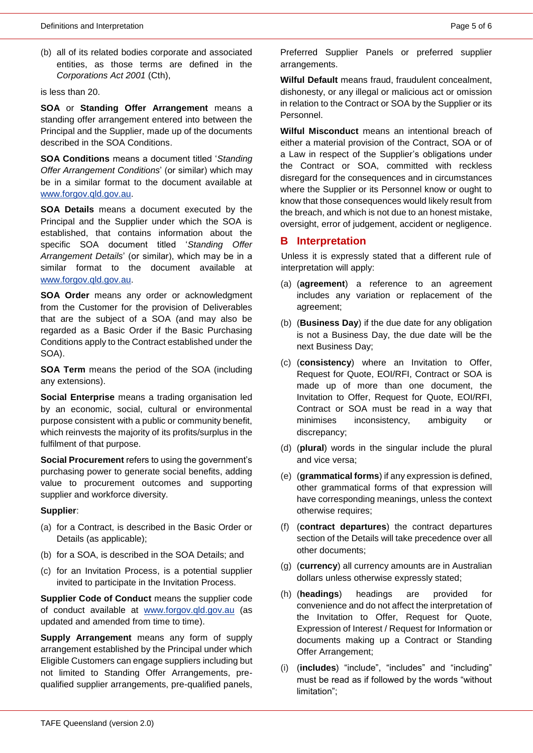(b) all of its related bodies corporate and associated entities, as those terms are defined in the *Corporations Act 2001* (Cth),

is less than 20.

**SOA** or **Standing Offer Arrangement** means a standing offer arrangement entered into between the Principal and the Supplier, made up of the documents described in the SOA Conditions.

**SOA Conditions** means a document titled '*Standing Offer Arrangement Conditions*' (or similar) which may be in a similar format to the document available at www.forgov.qld.gov.au.

**SOA Details** means a document executed by the Principal and the Supplier under which the SOA is established, that contains information about the specific SOA document titled '*Standing Offer Arrangement Details*' (or similar), which may be in a similar format to the document available at www.forgov.qld.gov.au.

**SOA Order** means any order or acknowledgment from the Customer for the provision of Deliverables that are the subject of a SOA (and may also be regarded as a Basic Order if the Basic Purchasing Conditions apply to the Contract established under the SOA).

**SOA Term** means the period of the SOA (including any extensions).

**Social Enterprise** means a trading organisation led by an economic, social, cultural or environmental purpose consistent with a public or community benefit, which reinvests the majority of its profits/surplus in the fulfilment of that purpose.

**Social Procurement** refers to using the government's purchasing power to generate social benefits, adding value to procurement outcomes and supporting supplier and workforce diversity.

**Supplier**:

(a) for a Contract, is described in the Basic Order or Details (as applicable);

(b) for a SOA, is described in the SOA Details; and

(c) for an Invitation Process, is a potential supplier invited to participate in the Invitation Process.

**Supplier Code of Conduct** means the supplier code of conduct available at www.forgov.qld.gov.au (as updated and amended from time to time).

**Supply Arrangement** means any form of supply arrangement established by the Principal under which Eligible Customers can engage suppliers including but not limited to Standing Offer Arrangements, pre-qualified supplier arrangements, pre-qualified panels, Preferred Supplier Panels or preferred supplier arrangements.

**Wilful Default** means fraud, fraudulent concealment, dishonesty, or any illegal or malicious act or omission in relation to the Contract or SOA by the Supplier or its Personnel.

**Wilful Misconduct** means an intentional breach of either a material provision of the Contract, SOA or of a Law in respect of the Supplier's obligations under the Contract or SOA, committed with reckless disregard for the consequences and in circumstances where the Supplier or its Personnel know or ought to know that those consequences would likely result from the breach, and which is not due to an honest mistake, oversight, error of judgement, accident or negligence.

## B Interpretation

Unless it is expressly stated that a different rule of interpretation will apply:

(a) (**agreement**) a reference to an agreement includes any variation or replacement of the agreement;

(b) (**Business Day**) if the due date for any obligation is not a Business Day, the due date will be the next Business Day;

(c) (**consistency**) where an Invitation to Offer, Request for Quote, EOI/RFI, Contract or SOA is made up of more than one document, the Invitation to Offer, Request for Quote, EOI/RFI, Contract or SOA must be read in a way that minimises inconsistency, ambiguity or discrepancy;

(d) (**plural**) words in the singular include the plural and vice versa;

(e) (**grammatical forms**) if any expression is defined, other grammatical forms of that expression will have corresponding meanings, unless the context otherwise requires;

(f) (**contract departures**) the contract departures section of the Details will take precedence over all other documents;

(g) (**currency**) all currency amounts are in Australian dollars unless otherwise expressly stated;

(h) (**headings**) headings are provided for convenience and do not affect the interpretation of the Invitation to Offer, Request for Quote, Expression of Interest / Request for Information or documents making up a Contract or Standing Offer Arrangement;

(i) (**includes**) "include", "includes" and "including" must be read as if followed by the words "without limitation";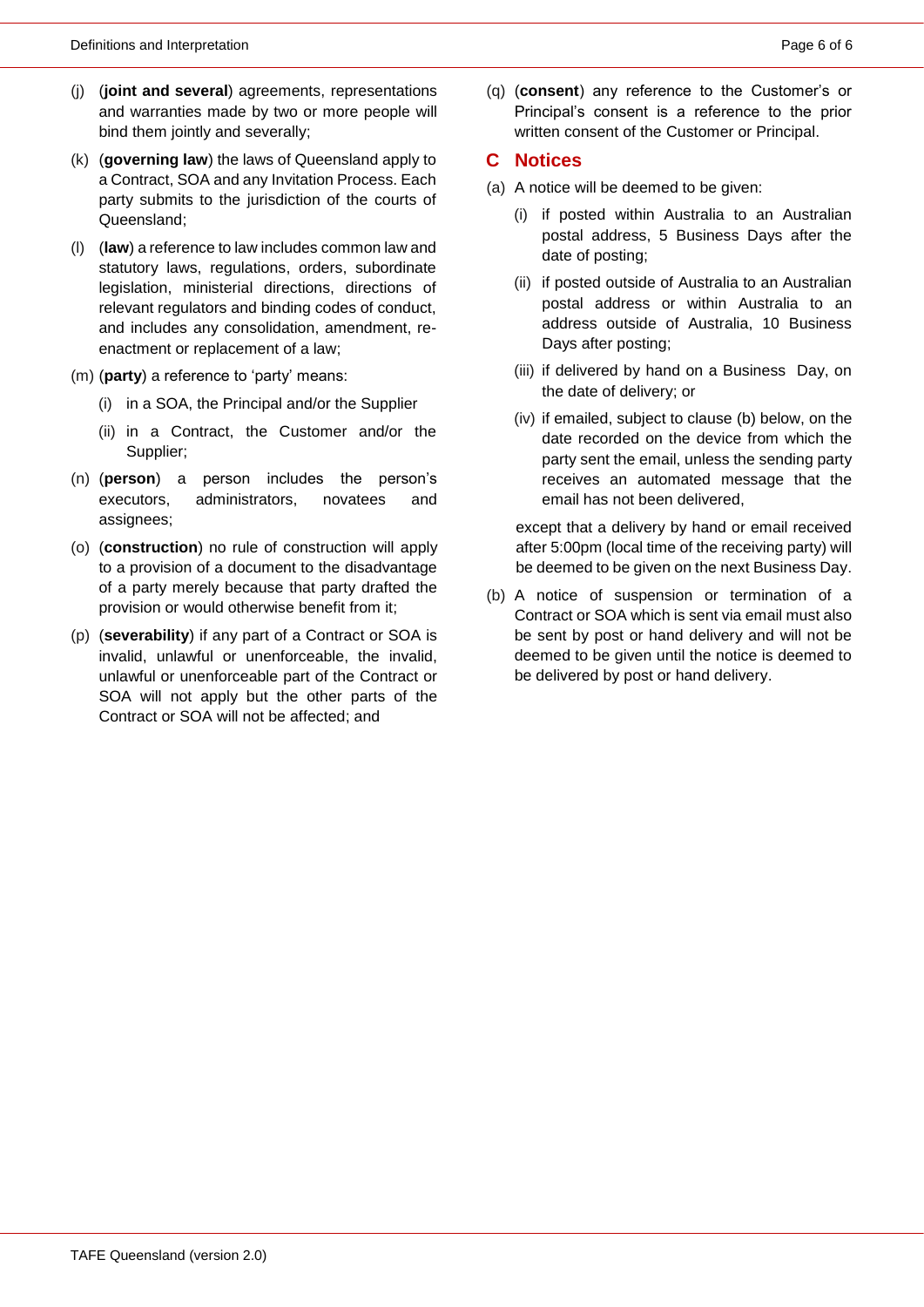(j) (**joint and several**) agreements, representations and warranties made by two or more people will bind them jointly and severally;

(k) (**governing law**) the laws of Queensland apply to a Contract, SOA and any Invitation Process. Each party submits to the jurisdiction of the courts of Queensland;

(l) (**law**) a reference to law includes common law and statutory laws, regulations, orders, subordinate legislation, ministerial directions, directions of relevant regulators and binding codes of conduct, and includes any consolidation, amendment, re-enactment or replacement of a law;

(m) (**party**) a reference to 'party' means:

   (i) in a SOA, the Principal and/or the Supplier

   (ii) in a Contract, the Customer and/or the Supplier;

(n) (**person**) a person includes the person's executors, administrators, novatees and assignees;

(o) (**construction**) no rule of construction will apply to a provision of a document to the disadvantage of a party merely because that party drafted the provision or would otherwise benefit from it;

(p) (**severability**) if any part of a Contract or SOA is invalid, unlawful or unenforceable, the invalid, unlawful or unenforceable part of the Contract or SOA will not apply but the other parts of the Contract or SOA will not be affected; and

(q) (**consent**) any reference to the Customer's or Principal's consent is a reference to the prior written consent of the Customer or Principal.

## C Notices

(a) A notice will be deemed to be given:

   (i) if posted within Australia to an Australian postal address, 5 Business Days after the date of posting;

   (ii) if posted outside of Australia to an Australian postal address or within Australia to an address outside of Australia, 10 Business Days after posting;

   (iii) if delivered by hand on a Business Day, on the date of delivery; or

   (iv) if emailed, subject to clause (b) below, on the date recorded on the device from which the party sent the email, unless the sending party receives an automated message that the email has not been delivered,

   except that a delivery by hand or email received after 5:00pm (local time of the receiving party) will be deemed to be given on the next Business Day.

(b) A notice of suspension or termination of a Contract or SOA which is sent via email must also be sent by post or hand delivery and will not be deemed to be given until the notice is deemed to be delivered by post or hand delivery.